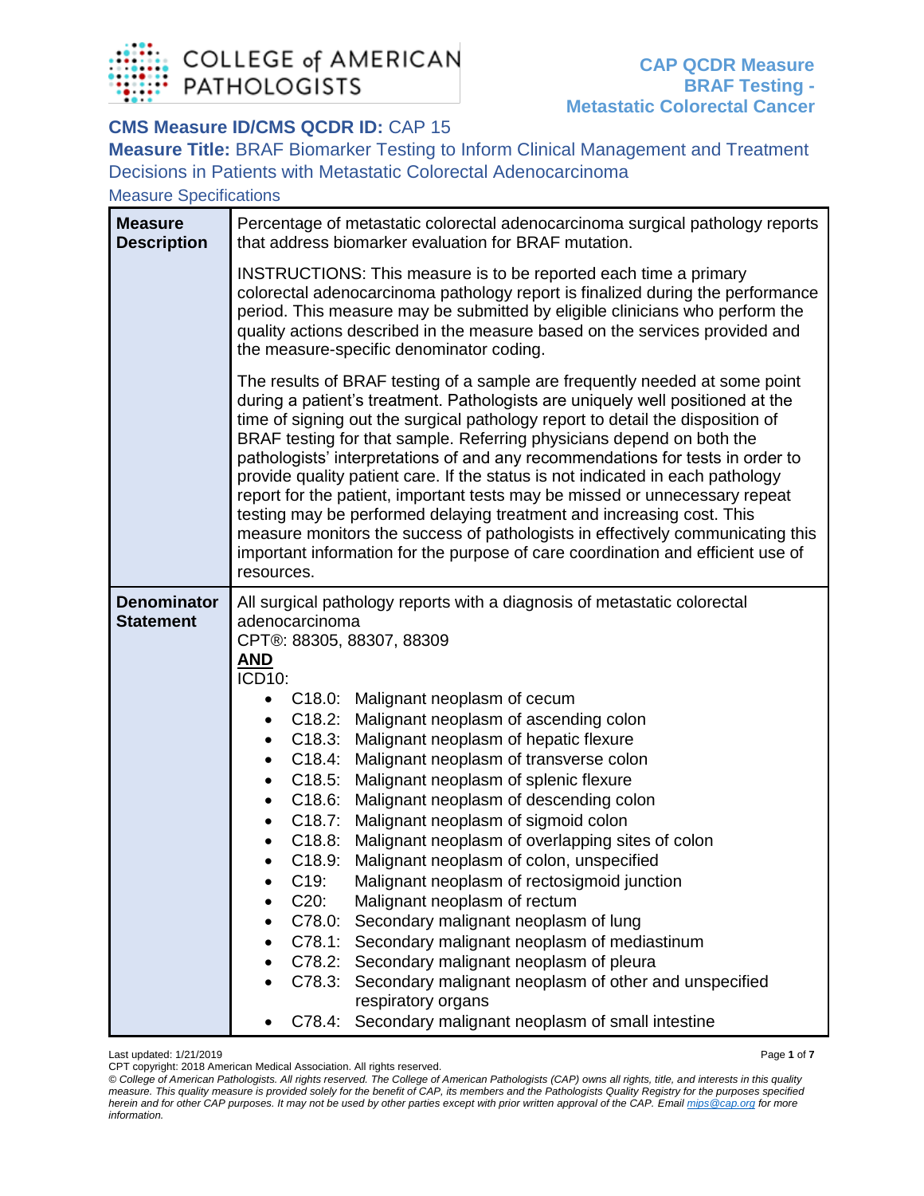# CAP QCDR Measure BRAF Testing - Metastatic Colorectal Cancer

**CMS Measure ID/CMS QCDR ID:** CAP 15

**Measure Title:** BRAF Biomarker Testing to Inform Clinical Management and Treatment Decisions in Patients with Metastatic Colorectal Adenocarcinoma

## Measure Specifications

| | |
|---|---|
| **Measure Description** | Percentage of metastatic colorectal adenocarcinoma surgical pathology reports that address biomarker evaluation for BRAF mutation.<br><br>INSTRUCTIONS: This measure is to be reported each time a primary colorectal adenocarcinoma pathology report is finalized during the performance period. This measure may be submitted by eligible clinicians who perform the quality actions described in the measure based on the services provided and the measure-specific denominator coding.<br><br>The results of BRAF testing of a sample are frequently needed at some point during a patient's treatment. Pathologists are uniquely well positioned at the time of signing out the surgical pathology report to detail the disposition of BRAF testing for that sample. Referring physicians depend on both the pathologists' interpretations of and any recommendations for tests in order to provide quality patient care. If the status is not indicated in each pathology report for the patient, important tests may be missed or unnecessary repeat testing may be performed delaying treatment and increasing cost. This measure monitors the success of pathologists in effectively communicating this important information for the purpose of care coordination and efficient use of resources. |
| **Denominator Statement** | All surgical pathology reports with a diagnosis of metastatic colorectal adenocarcinoma<br>CPT®: 88305, 88307, 88309<br>**AND**<br>ICD10:<br>• C18.0: Malignant neoplasm of cecum<br>• C18.2: Malignant neoplasm of ascending colon<br>• C18.3: Malignant neoplasm of hepatic flexure<br>• C18.4: Malignant neoplasm of transverse colon<br>• C18.5: Malignant neoplasm of splenic flexure<br>• C18.6: Malignant neoplasm of descending colon<br>• C18.7: Malignant neoplasm of sigmoid colon<br>• C18.8: Malignant neoplasm of overlapping sites of colon<br>• C18.9: Malignant neoplasm of colon, unspecified<br>• C19: Malignant neoplasm of rectosigmoid junction<br>• C20: Malignant neoplasm of rectum<br>• C78.0: Secondary malignant neoplasm of lung<br>• C78.1: Secondary malignant neoplasm of mediastinum<br>• C78.2: Secondary malignant neoplasm of pleura<br>• C78.3: Secondary malignant neoplasm of other and unspecified respiratory organs<br>• C78.4: Secondary malignant neoplasm of small intestine |

Last updated: 1/21/2019

CPT copyright: 2018 American Medical Association. All rights reserved.

*© College of American Pathologists. All rights reserved. The College of American Pathologists (CAP) owns all rights, title, and interests in this quality measure. This quality measure is provided solely for the benefit of CAP, its members and the Pathologists Quality Registry for the purposes specified herein and for other CAP purposes. It may not be used by other parties except with prior written approval of the CAP. Email mips@cap.org for more information.*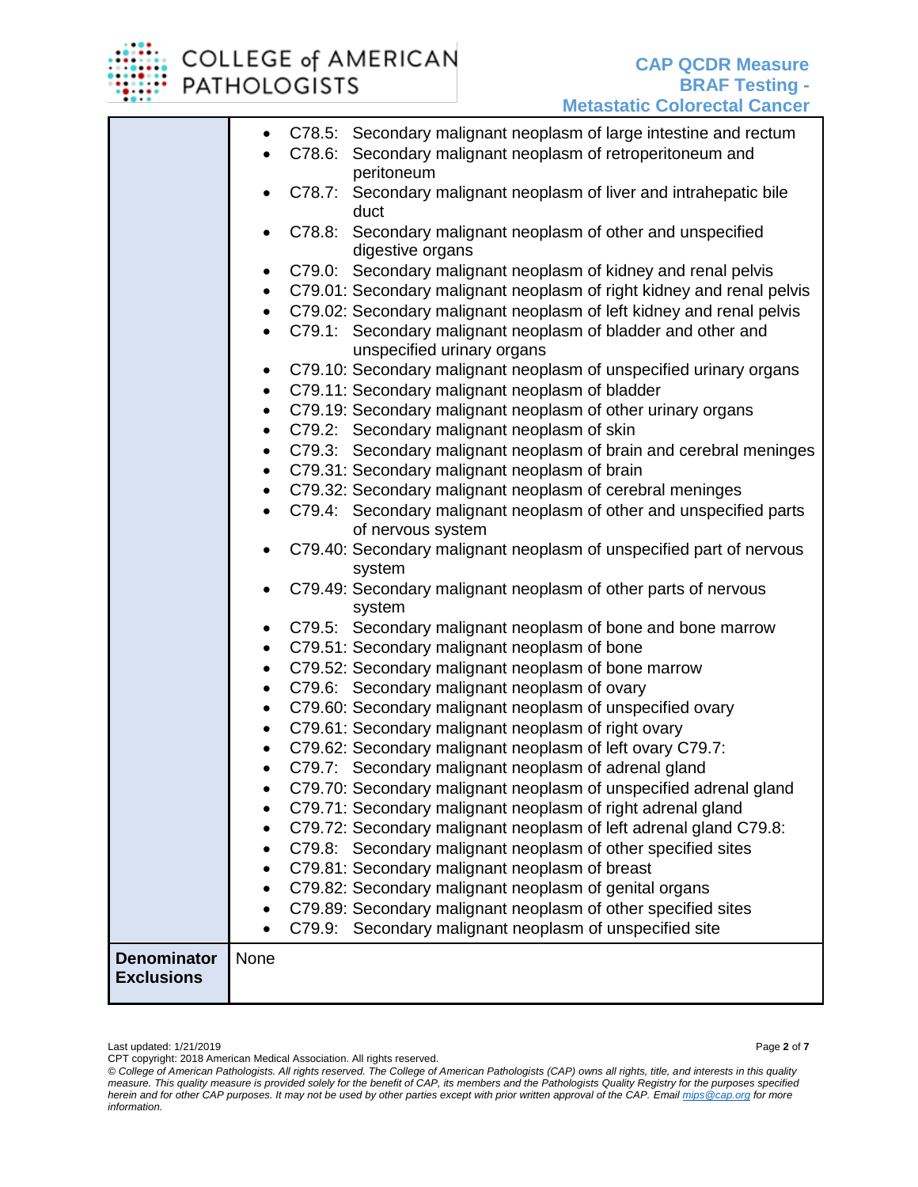| | |
|---|---|
| | • C78.5: Secondary malignant neoplasm of large intestine and rectum<br>• C78.6: Secondary malignant neoplasm of retroperitoneum and peritoneum<br>• C78.7: Secondary malignant neoplasm of liver and intrahepatic bile duct<br>• C78.8: Secondary malignant neoplasm of other and unspecified digestive organs<br>• C79.0: Secondary malignant neoplasm of kidney and renal pelvis<br>• C79.01: Secondary malignant neoplasm of right kidney and renal pelvis<br>• C79.02: Secondary malignant neoplasm of left kidney and renal pelvis<br>• C79.1: Secondary malignant neoplasm of bladder and other and unspecified urinary organs<br>• C79.10: Secondary malignant neoplasm of unspecified urinary organs<br>• C79.11: Secondary malignant neoplasm of bladder<br>• C79.19: Secondary malignant neoplasm of other urinary organs<br>• C79.2: Secondary malignant neoplasm of skin<br>• C79.3: Secondary malignant neoplasm of brain and cerebral meninges<br>• C79.31: Secondary malignant neoplasm of brain<br>• C79.32: Secondary malignant neoplasm of cerebral meninges<br>• C79.4: Secondary malignant neoplasm of other and unspecified parts of nervous system<br>• C79.40: Secondary malignant neoplasm of unspecified part of nervous system<br>• C79.49: Secondary malignant neoplasm of other parts of nervous system<br>• C79.5: Secondary malignant neoplasm of bone and bone marrow<br>• C79.51: Secondary malignant neoplasm of bone<br>• C79.52: Secondary malignant neoplasm of bone marrow<br>• C79.6: Secondary malignant neoplasm of ovary<br>• C79.60: Secondary malignant neoplasm of unspecified ovary<br>• C79.61: Secondary malignant neoplasm of right ovary<br>• C79.62: Secondary malignant neoplasm of left ovary C79.7:<br>• C79.7: Secondary malignant neoplasm of adrenal gland<br>• C79.70: Secondary malignant neoplasm of unspecified adrenal gland<br>• C79.71: Secondary malignant neoplasm of right adrenal gland<br>• C79.72: Secondary malignant neoplasm of left adrenal gland C79.8:<br>• C79.8: Secondary malignant neoplasm of other specified sites<br>• C79.81: Secondary malignant neoplasm of breast<br>• C79.82: Secondary malignant neoplasm of genital organs<br>• C79.89: Secondary malignant neoplasm of other specified sites<br>• C79.9: Secondary malignant neoplasm of unspecified site |
| **Denominator Exclusions** | None |

Last updated: 1/21/2019

CPT copyright: 2018 American Medical Association. All rights reserved.

*© College of American Pathologists. All rights reserved. The College of American Pathologists (CAP) owns all rights, title, and interests in this quality measure. This quality measure is provided solely for the benefit of CAP, its members and the Pathologists Quality Registry for the purposes specified herein and for other CAP purposes. It may not be used by other parties except with prior written approval of the CAP. Email mips@cap.org for more information.*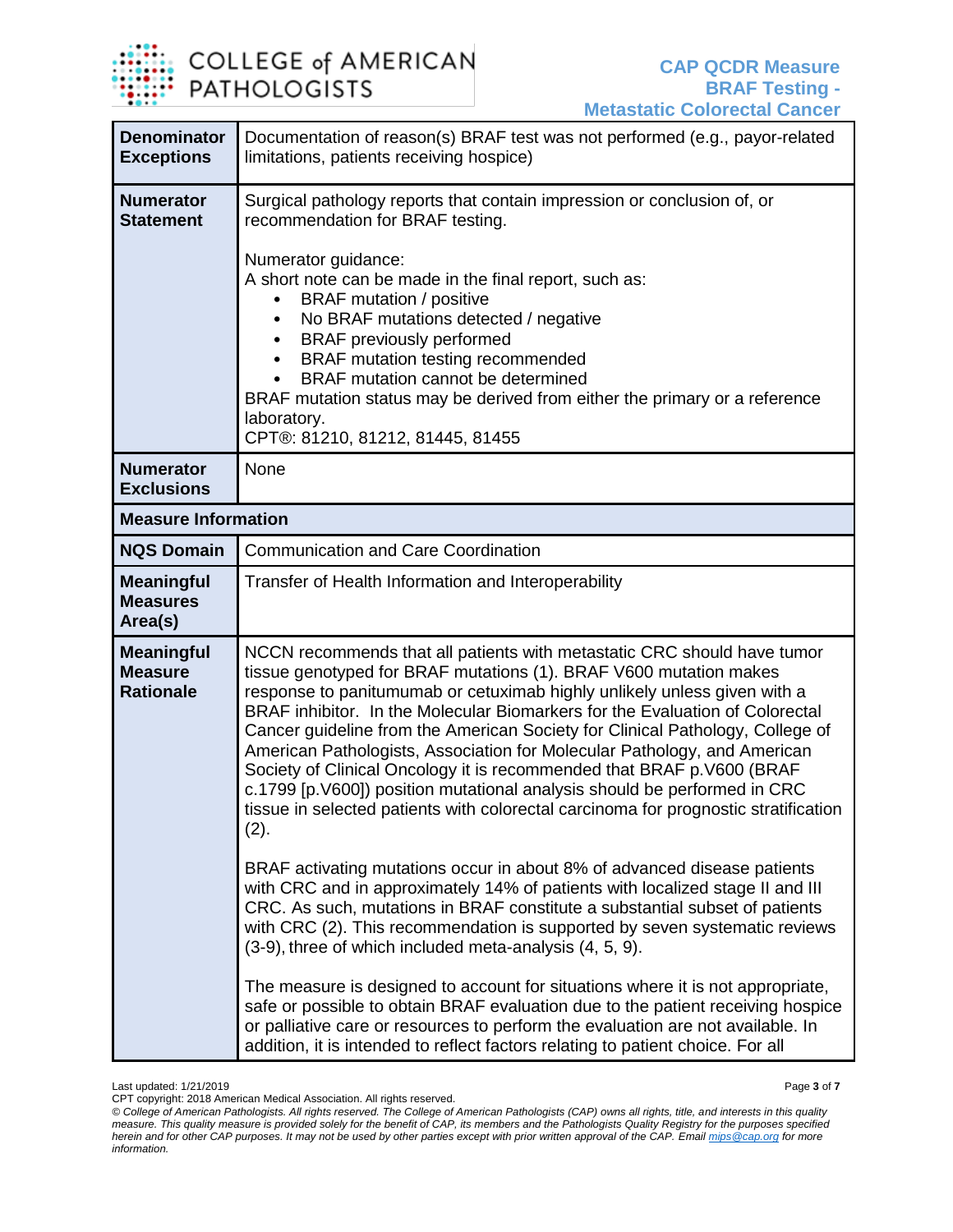| | |
|---|---|
| **Denominator Exceptions** | Documentation of reason(s) BRAF test was not performed (e.g., payor-related limitations, patients receiving hospice) |
| **Numerator Statement** | Surgical pathology reports that contain impression or conclusion of, or recommendation for BRAF testing.<br><br>Numerator guidance:<br>A short note can be made in the final report, such as:<br>• BRAF mutation / positive<br>• No BRAF mutations detected / negative<br>• BRAF previously performed<br>• BRAF mutation testing recommended<br>• BRAF mutation cannot be determined<br>BRAF mutation status may be derived from either the primary or a reference laboratory.<br>CPT®: 81210, 81212, 81445, 81455 |
| **Numerator Exclusions** | None |
| **Measure Information** | |
| **NQS Domain** | Communication and Care Coordination |
| **Meaningful Measures Area(s)** | Transfer of Health Information and Interoperability |
| **Meaningful Measure Rationale** | NCCN recommends that all patients with metastatic CRC should have tumor tissue genotyped for BRAF mutations (1). BRAF V600 mutation makes response to panitumumab or cetuximab highly unlikely unless given with a BRAF inhibitor. In the Molecular Biomarkers for the Evaluation of Colorectal Cancer guideline from the American Society for Clinical Pathology, College of American Pathologists, Association for Molecular Pathology, and American Society of Clinical Oncology it is recommended that BRAF p.V600 (BRAF c.1799 [p.V600]) position mutational analysis should be performed in CRC tissue in selected patients with colorectal carcinoma for prognostic stratification (2).<br><br>BRAF activating mutations occur in about 8% of advanced disease patients with CRC and in approximately 14% of patients with localized stage II and III CRC. As such, mutations in BRAF constitute a substantial subset of patients with CRC (2). This recommendation is supported by seven systematic reviews (3-9), three of which included meta-analysis (4, 5, 9).<br><br>The measure is designed to account for situations where it is not appropriate, safe or possible to obtain BRAF evaluation due to the patient receiving hospice or palliative care or resources to perform the evaluation are not available. In addition, it is intended to reflect factors relating to patient choice. For all |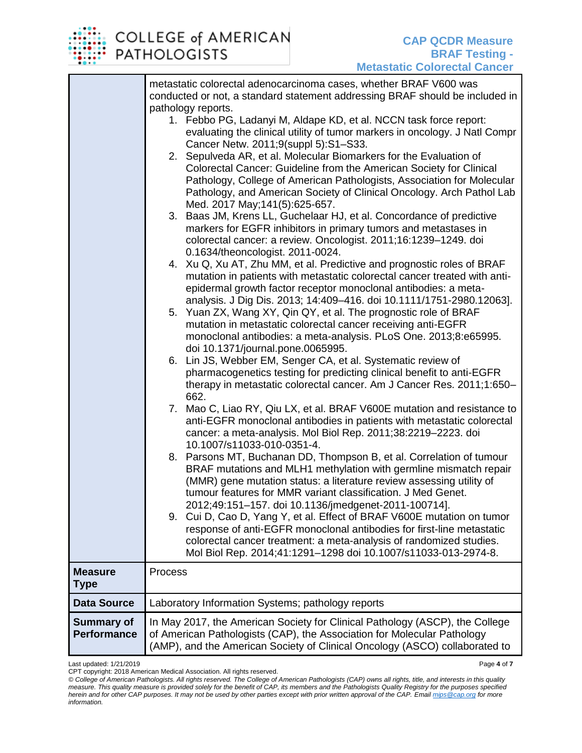| | |
|---|---|
| | metastatic colorectal adenocarcinoma cases, whether BRAF V600 was conducted or not, a standard statement addressing BRAF should be included in pathology reports.<br>1. Febbo PG, Ladanyi M, Aldape KD, et al. NCCN task force report: evaluating the clinical utility of tumor markers in oncology. J Natl Compr Cancer Netw. 2011;9(suppl 5):S1–S33.<br>2. Sepulveda AR, et al. Molecular Biomarkers for the Evaluation of Colorectal Cancer: Guideline from the American Society for Clinical Pathology, College of American Pathologists, Association for Molecular Pathology, and American Society of Clinical Oncology. Arch Pathol Lab Med. 2017 May;141(5):625-657.<br>3. Baas JM, Krens LL, Guchelaar HJ, et al. Concordance of predictive markers for EGFR inhibitors in primary tumors and metastases in colorectal cancer: a review. Oncologist. 2011;16:1239–1249. doi 0.1634/theoncologist. 2011-0024.<br>4. Xu Q, Xu AT, Zhu MM, et al. Predictive and prognostic roles of BRAF mutation in patients with metastatic colorectal cancer treated with anti-epidermal growth factor receptor monoclonal antibodies: a meta-analysis. J Dig Dis. 2013; 14:409–416. doi 10.1111/1751-2980.12063].<br>5. Yuan ZX, Wang XY, Qin QY, et al. The prognostic role of BRAF mutation in metastatic colorectal cancer receiving anti-EGFR monoclonal antibodies: a meta-analysis. PLoS One. 2013;8:e65995. doi 10.1371/journal.pone.0065995.<br>6. Lin JS, Webber EM, Senger CA, et al. Systematic review of pharmacogenetics testing for predicting clinical benefit to anti-EGFR therapy in metastatic colorectal cancer. Am J Cancer Res. 2011;1:650–662.<br>7. Mao C, Liao RY, Qiu LX, et al. BRAF V600E mutation and resistance to anti-EGFR monoclonal antibodies in patients with metastatic colorectal cancer: a meta-analysis. Mol Biol Rep. 2011;38:2219–2223. doi 10.1007/s11033-010-0351-4.<br>8. Parsons MT, Buchanan DD, Thompson B, et al. Correlation of tumour BRAF mutations and MLH1 methylation with germline mismatch repair (MMR) gene mutation status: a literature review assessing utility of tumour features for MMR variant classification. J Med Genet. 2012;49:151–157. doi 10.1136/jmedgenet-2011-100714].<br>9. Cui D, Cao D, Yang Y, et al. Effect of BRAF V600E mutation on tumor response of anti-EGFR monoclonal antibodies for first-line metastatic colorectal cancer treatment: a meta-analysis of randomized studies. Mol Biol Rep. 2014;41:1291–1298 doi 10.1007/s11033-013-2974-8. |
| **Measure Type** | Process |
| **Data Source** | Laboratory Information Systems; pathology reports |
| **Summary of Performance** | In May 2017, the American Society for Clinical Pathology (ASCP), the College of American Pathologists (CAP), the Association for Molecular Pathology (AMP), and the American Society of Clinical Oncology (ASCO) collaborated to |

Last updated: 1/21/2019

CPT copyright: 2018 American Medical Association. All rights reserved.

*© College of American Pathologists. All rights reserved. The College of American Pathologists (CAP) owns all rights, title, and interests in this quality measure. This quality measure is provided solely for the benefit of CAP, its members and the Pathologists Quality Registry for the purposes specified herein and for other CAP purposes. It may not be used by other parties except with prior written approval of the CAP. Email mips@cap.org for more information.*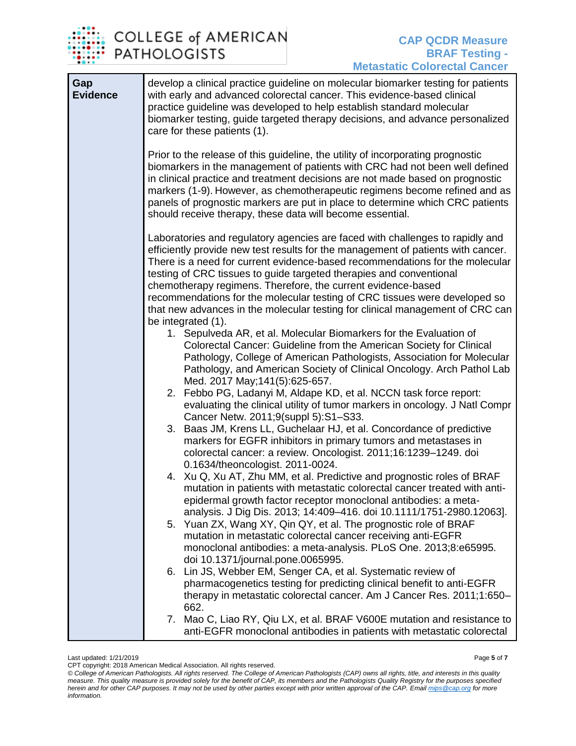| Gap Evidence | develop a clinical practice guideline on molecular biomarker testing for patients with early and advanced colorectal cancer. This evidence-based clinical practice guideline was developed to help establish standard molecular biomarker testing, guide targeted therapy decisions, and advance personalized care for these patients (1).<br><br>Prior to the release of this guideline, the utility of incorporating prognostic biomarkers in the management of patients with CRC had not been well defined in clinical practice and treatment decisions are not made based on prognostic markers (1-9). However, as chemotherapeutic regimens become refined and as panels of prognostic markers are put in place to determine which CRC patients should receive therapy, these data will become essential.<br><br>Laboratories and regulatory agencies are faced with challenges to rapidly and efficiently provide new test results for the management of patients with cancer. There is a need for current evidence-based recommendations for the molecular testing of CRC tissues to guide targeted therapies and conventional chemotherapy regimens. Therefore, the current evidence-based recommendations for the molecular testing of CRC tissues were developed so that new advances in the molecular testing for clinical management of CRC can be integrated (1).<br>1. Sepulveda AR, et al. Molecular Biomarkers for the Evaluation of Colorectal Cancer: Guideline from the American Society for Clinical Pathology, College of American Pathologists, Association for Molecular Pathology, and American Society of Clinical Oncology. Arch Pathol Lab Med. 2017 May;141(5):625-657.<br>2. Febbo PG, Ladanyi M, Aldape KD, et al. NCCN task force report: evaluating the clinical utility of tumor markers in oncology. J Natl Compr Cancer Netw. 2011;9(suppl 5):S1–S33.<br>3. Baas JM, Krens LL, Guchelaar HJ, et al. Concordance of predictive markers for EGFR inhibitors in primary tumors and metastases in colorectal cancer: a review. Oncologist. 2011;16:1239–1249. doi 0.1634/theoncologist. 2011-0024.<br>4. Xu Q, Xu AT, Zhu MM, et al. Predictive and prognostic roles of BRAF mutation in patients with metastatic colorectal cancer treated with anti-epidermal growth factor receptor monoclonal antibodies: a meta-analysis. J Dig Dis. 2013; 14:409–416. doi 10.1111/1751-2980.12063].<br>5. Yuan ZX, Wang XY, Qin QY, et al. The prognostic role of BRAF mutation in metastatic colorectal cancer receiving anti-EGFR monoclonal antibodies: a meta-analysis. PLoS One. 2013;8:e65995. doi 10.1371/journal.pone.0065995.<br>6. Lin JS, Webber EM, Senger CA, et al. Systematic review of pharmacogenetics testing for predicting clinical benefit to anti-EGFR therapy in metastatic colorectal cancer. Am J Cancer Res. 2011;1:650–662.<br>7. Mao C, Liao RY, Qiu LX, et al. BRAF V600E mutation and resistance to anti-EGFR monoclonal antibodies in patients with metastatic colorectal |
|---|---|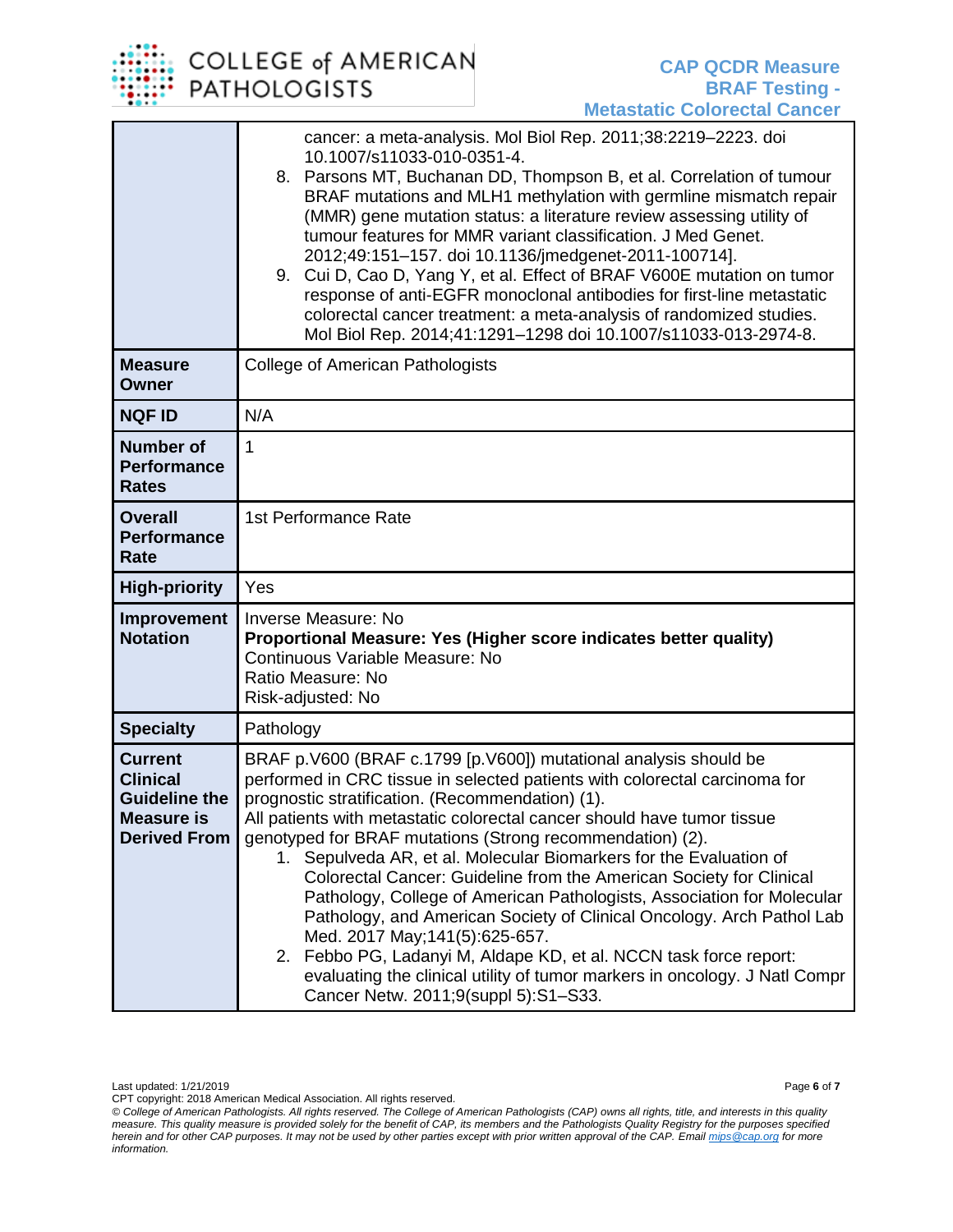| | |
|---|---|
| | cancer: a meta-analysis. Mol Biol Rep. 2011;38:2219–2223. doi 10.1007/s11033-010-0351-4.<br>8. Parsons MT, Buchanan DD, Thompson B, et al. Correlation of tumour BRAF mutations and MLH1 methylation with germline mismatch repair (MMR) gene mutation status: a literature review assessing utility of tumour features for MMR variant classification. J Med Genet. 2012;49:151–157. doi 10.1136/jmedgenet-2011-100714].<br>9. Cui D, Cao D, Yang Y, et al. Effect of BRAF V600E mutation on tumor response of anti-EGFR monoclonal antibodies for first-line metastatic colorectal cancer treatment: a meta-analysis of randomized studies. Mol Biol Rep. 2014;41:1291–1298 doi 10.1007/s11033-013-2974-8. |
| **Measure Owner** | College of American Pathologists |
| **NQF ID** | N/A |
| **Number of Performance Rates** | 1 |
| **Overall Performance Rate** | 1st Performance Rate |
| **High-priority** | Yes |
| **Improvement Notation** | Inverse Measure: No<br>**Proportional Measure: Yes (Higher score indicates better quality)**<br>Continuous Variable Measure: No<br>Ratio Measure: No<br>Risk-adjusted: No |
| **Specialty** | Pathology |
| **Current Clinical Guideline the Measure is Derived From** | BRAF p.V600 (BRAF c.1799 [p.V600]) mutational analysis should be performed in CRC tissue in selected patients with colorectal carcinoma for prognostic stratification. (Recommendation) (1).<br>All patients with metastatic colorectal cancer should have tumor tissue genotyped for BRAF mutations (Strong recommendation) (2).<br>1. Sepulveda AR, et al. Molecular Biomarkers for the Evaluation of Colorectal Cancer: Guideline from the American Society for Clinical Pathology, College of American Pathologists, Association for Molecular Pathology, and American Society of Clinical Oncology. Arch Pathol Lab Med. 2017 May;141(5):625-657.<br>2. Febbo PG, Ladanyi M, Aldape KD, et al. NCCN task force report: evaluating the clinical utility of tumor markers in oncology. J Natl Compr Cancer Netw. 2011;9(suppl 5):S1–S33. |

Last updated: 1/21/2019

CPT copyright: 2018 American Medical Association. All rights reserved.

*© College of American Pathologists. All rights reserved. The College of American Pathologists (CAP) owns all rights, title, and interests in this quality measure. This quality measure is provided solely for the benefit of CAP, its members and the Pathologists Quality Registry for the purposes specified herein and for other CAP purposes. It may not be used by other parties except with prior written approval of the CAP. Email mips@cap.org for more information.*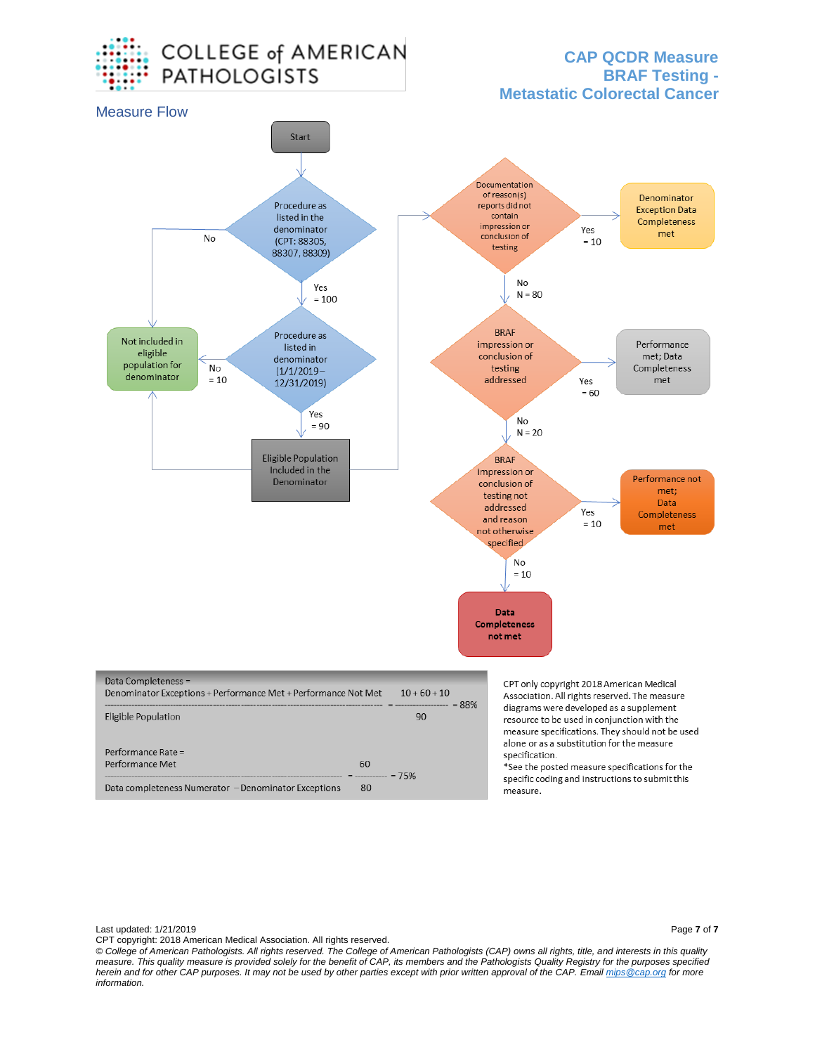# Measure Flow

Start

Procedure as listed in the denominator (CPT: 88305, 88307, 88309)

No

Yes = 100

Procedure as listed in denominator (1/1/2019–12/31/2019)

No = 10

Not included in eligible population for denominator

Yes = 90

Eligible Population Included in the Denominator

Documentation of reason(s) reports did not contain impression or conclusion of testing

Yes = 10

Denominator Exception Data Completeness met

No N = 80

BRAF impression or conclusion of testing addressed

Yes = 60

Performance met; Data Completeness met

No N = 20

BRAF impression or conclusion of testing not addressed and reason not otherwise specified

Yes = 10

Performance not met; Data Completeness met

No = 10

**Data Completeness not met**

Data Completeness =

$$\frac{\text{Denominator Exceptions + Performance Met + Performance Not Met}}{\text{Eligible Population}} = \frac{10 + 60 + 10}{90} = 88\%$$

Performance Rate =

$$\frac{\text{Performance Met}}{\text{Data completeness Numerator – Denominator Exceptions}} = \frac{60}{80} = 75\%$$

CPT only copyright 2018 American Medical Association. All rights reserved. The measure diagrams were developed as a supplement resource to be used in conjunction with the measure specifications. They should not be used alone or as a substitution for the measure specification.

*See the posted measure specifications for the specific coding and instructions to submit this measure.

Last updated: 1/21/2019
CPT copyright: 2018 American Medical Association. All rights reserved.

*© College of American Pathologists. All rights reserved. The College of American Pathologists (CAP) owns all rights, title, and interests in this quality measure. This quality measure is provided solely for the benefit of CAP, its members and the Pathologists Quality Registry for the purposes specified herein and for other CAP purposes. It may not be used by other parties except with prior written approval of the CAP. Email mips@cap.org for more information.*